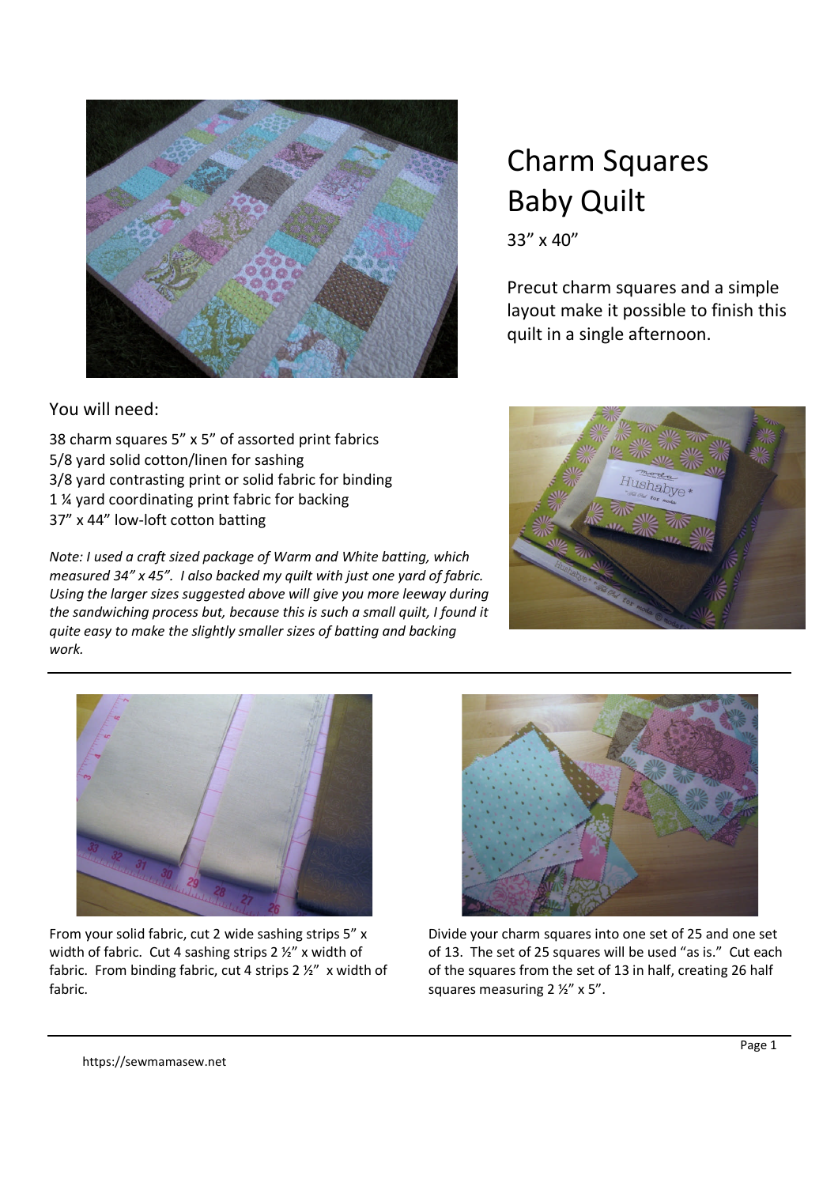# Charm Squares Baby Quilt

33" x 40"

Precut charm squares and a simple layout make it possible to finish this quilt in a single afternoon.

You will need:

38 charm squares 5" x 5" of assorted print fabrics
5/8 yard solid cotton/linen for sashing
3/8 yard contrasting print or solid fabric for binding
1 ¼ yard coordinating print fabric for backing
37" x 44" low-loft cotton batting

*Note: I used a craft sized package of Warm and White batting, which measured 34" x 45". I also backed my quilt with just one yard of fabric. Using the larger sizes suggested above will give you more leeway during the sandwiching process but, because this is such a small quilt, I found it quite easy to make the slightly smaller sizes of batting and backing work.*

---

From your solid fabric, cut 2 wide sashing strips 5" x width of fabric. Cut 4 sashing strips 2 ½" x width of fabric. From binding fabric, cut 4 strips 2 ½" x width of fabric.

Divide your charm squares into one set of 25 and one set of 13. The set of 25 squares will be used "as is." Cut each of the squares from the set of 13 in half, creating 26 half squares measuring 2 ½" x 5".

https://sewmamasew.net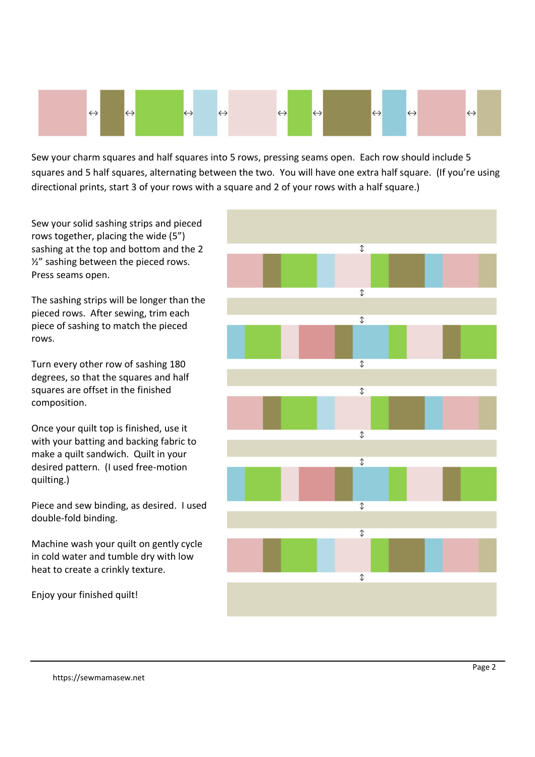Sew your charm squares and half squares into 5 rows, pressing seams open. Each row should include 5 squares and 5 half squares, alternating between the two. You will have one extra half square. (If you're using directional prints, start 3 of your rows with a square and 2 of your rows with a half square.)

Sew your solid sashing strips and pieced rows together, placing the wide (5") sashing at the top and bottom and the 2 ½" sashing between the pieced rows. Press seams open.

The sashing strips will be longer than the pieced rows. After sewing, trim each piece of sashing to match the pieced rows.

Turn every other row of sashing 180 degrees, so that the squares and half squares are offset in the finished composition.

Once your quilt top is finished, use it with your batting and backing fabric to make a quilt sandwich. Quilt in your desired pattern. (I used free-motion quilting.)

Piece and sew binding, as desired. I used double-fold binding.

Machine wash your quilt on gently cycle in cold water and tumble dry with low heat to create a crinkly texture.

Enjoy your finished quilt!

https://sewmamasew.net